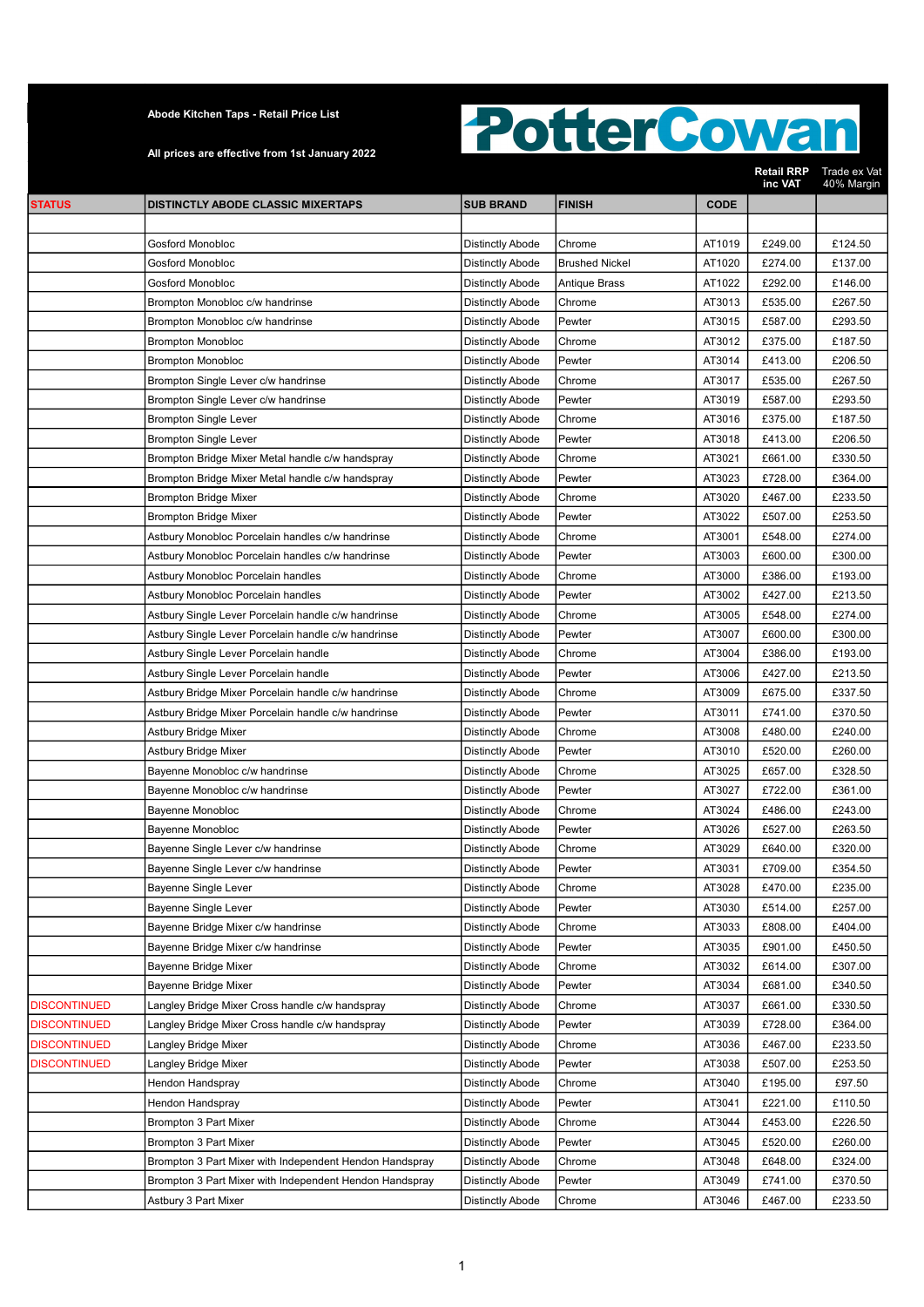**Abode Kitchen Taps - Retail Price List**

**All prices are effective from 1st January 2022**

**PotterCowan**

| STATUS | DISTINCTLY ABODE CLASSIC MIXERTAPS | SUB BRAND | FINISH | CODE | Retail RRP inc VAT | Trade ex Vat 40% Margin |
|---|---|---|---|---|---|---|
| | | | | | | |
| | Gosford Monobloc | Distinctly Abode | Chrome | AT1019 | £249.00 | £124.50 |
| | Gosford Monobloc | Distinctly Abode | Brushed Nickel | AT1020 | £274.00 | £137.00 |
| | Gosford Monobloc | Distinctly Abode | Antique Brass | AT1022 | £292.00 | £146.00 |
| | Brompton Monobloc c/w handrinse | Distinctly Abode | Chrome | AT3013 | £535.00 | £267.50 |
| | Brompton Monobloc c/w handrinse | Distinctly Abode | Pewter | AT3015 | £587.00 | £293.50 |
| | Brompton Monobloc | Distinctly Abode | Chrome | AT3012 | £375.00 | £187.50 |
| | Brompton Monobloc | Distinctly Abode | Pewter | AT3014 | £413.00 | £206.50 |
| | Brompton Single Lever c/w handrinse | Distinctly Abode | Chrome | AT3017 | £535.00 | £267.50 |
| | Brompton Single Lever c/w handrinse | Distinctly Abode | Pewter | AT3019 | £587.00 | £293.50 |
| | Brompton Single Lever | Distinctly Abode | Chrome | AT3016 | £375.00 | £187.50 |
| | Brompton Single Lever | Distinctly Abode | Pewter | AT3018 | £413.00 | £206.50 |
| | Brompton Bridge Mixer Metal handle c/w handspray | Distinctly Abode | Chrome | AT3021 | £661.00 | £330.50 |
| | Brompton Bridge Mixer Metal handle c/w handspray | Distinctly Abode | Pewter | AT3023 | £728.00 | £364.00 |
| | Brompton Bridge Mixer | Distinctly Abode | Chrome | AT3020 | £467.00 | £233.50 |
| | Brompton Bridge Mixer | Distinctly Abode | Pewter | AT3022 | £507.00 | £253.50 |
| | Astbury Monobloc Porcelain handles c/w handrinse | Distinctly Abode | Chrome | AT3001 | £548.00 | £274.00 |
| | Astbury Monobloc Porcelain handles c/w handrinse | Distinctly Abode | Pewter | AT3003 | £600.00 | £300.00 |
| | Astbury Monobloc Porcelain handles | Distinctly Abode | Chrome | AT3000 | £386.00 | £193.00 |
| | Astbury Monobloc Porcelain handles | Distinctly Abode | Pewter | AT3002 | £427.00 | £213.50 |
| | Astbury Single Lever Porcelain handle c/w handrinse | Distinctly Abode | Chrome | AT3005 | £548.00 | £274.00 |
| | Astbury Single Lever Porcelain handle c/w handrinse | Distinctly Abode | Pewter | AT3007 | £600.00 | £300.00 |
| | Astbury Single Lever Porcelain handle | Distinctly Abode | Chrome | AT3004 | £386.00 | £193.00 |
| | Astbury Single Lever Porcelain handle | Distinctly Abode | Pewter | AT3006 | £427.00 | £213.50 |
| | Astbury Bridge Mixer Porcelain handle c/w handrinse | Distinctly Abode | Chrome | AT3009 | £675.00 | £337.50 |
| | Astbury Bridge Mixer Porcelain handle c/w handrinse | Distinctly Abode | Pewter | AT3011 | £741.00 | £370.50 |
| | Astbury Bridge Mixer | Distinctly Abode | Chrome | AT3008 | £480.00 | £240.00 |
| | Astbury Bridge Mixer | Distinctly Abode | Pewter | AT3010 | £520.00 | £260.00 |
| | Bayenne Monobloc c/w handrinse | Distinctly Abode | Chrome | AT3025 | £657.00 | £328.50 |
| | Bayenne Monobloc c/w handrinse | Distinctly Abode | Pewter | AT3027 | £722.00 | £361.00 |
| | Bayenne Monobloc | Distinctly Abode | Chrome | AT3024 | £486.00 | £243.00 |
| | Bayenne Monobloc | Distinctly Abode | Pewter | AT3026 | £527.00 | £263.50 |
| | Bayenne Single Lever c/w handrinse | Distinctly Abode | Chrome | AT3029 | £640.00 | £320.00 |
| | Bayenne Single Lever c/w handrinse | Distinctly Abode | Pewter | AT3031 | £709.00 | £354.50 |
| | Bayenne Single Lever | Distinctly Abode | Chrome | AT3028 | £470.00 | £235.00 |
| | Bayenne Single Lever | Distinctly Abode | Pewter | AT3030 | £514.00 | £257.00 |
| | Bayenne Bridge Mixer c/w handrinse | Distinctly Abode | Chrome | AT3033 | £808.00 | £404.00 |
| | Bayenne Bridge Mixer c/w handrinse | Distinctly Abode | Pewter | AT3035 | £901.00 | £450.50 |
| | Bayenne Bridge Mixer | Distinctly Abode | Chrome | AT3032 | £614.00 | £307.00 |
| | Bayenne Bridge Mixer | Distinctly Abode | Pewter | AT3034 | £681.00 | £340.50 |
| DISCONTINUED | Langley Bridge Mixer Cross handle c/w handspray | Distinctly Abode | Chrome | AT3037 | £661.00 | £330.50 |
| DISCONTINUED | Langley Bridge Mixer Cross handle c/w handspray | Distinctly Abode | Pewter | AT3039 | £728.00 | £364.00 |
| DISCONTINUED | Langley Bridge Mixer | Distinctly Abode | Chrome | AT3036 | £467.00 | £233.50 |
| DISCONTINUED | Langley Bridge Mixer | Distinctly Abode | Pewter | AT3038 | £507.00 | £253.50 |
| | Hendon Handspray | Distinctly Abode | Chrome | AT3040 | £195.00 | £97.50 |
| | Hendon Handspray | Distinctly Abode | Pewter | AT3041 | £221.00 | £110.50 |
| | Brompton 3 Part Mixer | Distinctly Abode | Chrome | AT3044 | £453.00 | £226.50 |
| | Brompton 3 Part Mixer | Distinctly Abode | Pewter | AT3045 | £520.00 | £260.00 |
| | Brompton 3 Part Mixer with Independent Hendon Handspray | Distinctly Abode | Chrome | AT3048 | £648.00 | £324.00 |
| | Brompton 3 Part Mixer with Independent Hendon Handspray | Distinctly Abode | Pewter | AT3049 | £741.00 | £370.50 |
| | Astbury 3 Part Mixer | Distinctly Abode | Chrome | AT3046 | £467.00 | £233.50 |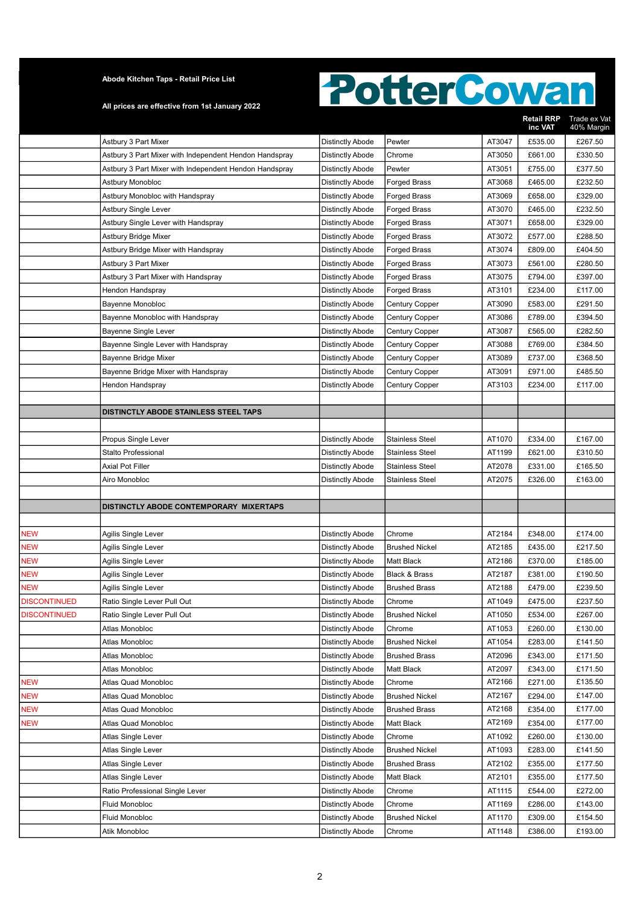**Abode Kitchen Taps - Retail Price List**

**All prices are effective from 1st January 2022**

PotterCowan

| | | | | | Retail RRP inc VAT | Trade ex Vat 40% Margin |
|---|---|---|---|---|---|---|
| | Astbury 3 Part Mixer | Distinctly Abode | Pewter | AT3047 | £535.00 | £267.50 |
| | Astbury 3 Part Mixer with Independent Hendon Handspray | Distinctly Abode | Chrome | AT3050 | £661.00 | £330.50 |
| | Astbury 3 Part Mixer with Independent Hendon Handspray | Distinctly Abode | Pewter | AT3051 | £755.00 | £377.50 |
| | Astbury Monobloc | Distinctly Abode | Forged Brass | AT3068 | £465.00 | £232.50 |
| | Astbury Monobloc with Handspray | Distinctly Abode | Forged Brass | AT3069 | £658.00 | £329.00 |
| | Astbury Single Lever | Distinctly Abode | Forged Brass | AT3070 | £465.00 | £232.50 |
| | Astbury Single Lever with Handspray | Distinctly Abode | Forged Brass | AT3071 | £658.00 | £329.00 |
| | Astbury Bridge Mixer | Distinctly Abode | Forged Brass | AT3072 | £577.00 | £288.50 |
| | Astbury Bridge Mixer with Handspray | Distinctly Abode | Forged Brass | AT3074 | £809.00 | £404.50 |
| | Astbury 3 Part Mixer | Distinctly Abode | Forged Brass | AT3073 | £561.00 | £280.50 |
| | Astbury 3 Part Mixer with Handspray | Distinctly Abode | Forged Brass | AT3075 | £794.00 | £397.00 |
| | Hendon Handspray | Distinctly Abode | Forged Brass | AT3101 | £234.00 | £117.00 |
| | Bayenne Monobloc | Distinctly Abode | Century Copper | AT3090 | £583.00 | £291.50 |
| | Bayenne Monobloc with Handspray | Distinctly Abode | Century Copper | AT3086 | £789.00 | £394.50 |
| | Bayenne Single Lever | Distinctly Abode | Century Copper | AT3087 | £565.00 | £282.50 |
| | Bayenne Single Lever with Handspray | Distinctly Abode | Century Copper | AT3088 | £769.00 | £384.50 |
| | Bayenne Bridge Mixer | Distinctly Abode | Century Copper | AT3089 | £737.00 | £368.50 |
| | Bayenne Bridge Mixer with Handspray | Distinctly Abode | Century Copper | AT3091 | £971.00 | £485.50 |
| | Hendon Handspray | Distinctly Abode | Century Copper | AT3103 | £234.00 | £117.00 |
| | | | | | | |
| | **DISTINCTLY ABODE STAINLESS STEEL TAPS** | | | | | |
| | | | | | | |
| | Propus Single Lever | Distinctly Abode | Stainless Steel | AT1070 | £334.00 | £167.00 |
| | Stalto Professional | Distinctly Abode | Stainless Steel | AT1199 | £621.00 | £310.50 |
| | Axial Pot Filler | Distinctly Abode | Stainless Steel | AT2078 | £331.00 | £165.50 |
| | Airo Monobloc | Distinctly Abode | Stainless Steel | AT2075 | £326.00 | £163.00 |
| | | | | | | |
| | **DISTINCTLY ABODE CONTEMPORARY MIXERTAPS** | | | | | |
| | | | | | | |
| NEW | Agilis Single Lever | Distinctly Abode | Chrome | AT2184 | £348.00 | £174.00 |
| NEW | Agilis Single Lever | Distinctly Abode | Brushed Nickel | AT2185 | £435.00 | £217.50 |
| NEW | Agilis Single Lever | Distinctly Abode | Matt Black | AT2186 | £370.00 | £185.00 |
| NEW | Agilis Single Lever | Distinctly Abode | Black & Brass | AT2187 | £381.00 | £190.50 |
| NEW | Agilis Single Lever | Distinctly Abode | Brushed Brass | AT2188 | £479.00 | £239.50 |
| DISCONTINUED | Ratio Single Lever Pull Out | Distinctly Abode | Chrome | AT1049 | £475.00 | £237.50 |
| DISCONTINUED | Ratio Single Lever Pull Out | Distinctly Abode | Brushed Nickel | AT1050 | £534.00 | £267.00 |
| | Atlas Monobloc | Distinctly Abode | Chrome | AT1053 | £260.00 | £130.00 |
| | Atlas Monobloc | Distinctly Abode | Brushed Nickel | AT1054 | £283.00 | £141.50 |
| | Atlas Monobloc | Distinctly Abode | Brushed Brass | AT2096 | £343.00 | £171.50 |
| | Atlas Monobloc | Distinctly Abode | Matt Black | AT2097 | £343.00 | £171.50 |
| NEW | Atlas Quad Monobloc | Distinctly Abode | Chrome | AT2166 | £271.00 | £135.50 |
| NEW | Atlas Quad Monobloc | Distinctly Abode | Brushed Nickel | AT2167 | £294.00 | £147.00 |
| NEW | Atlas Quad Monobloc | Distinctly Abode | Brushed Brass | AT2168 | £354.00 | £177.00 |
| NEW | Atlas Quad Monobloc | Distinctly Abode | Matt Black | AT2169 | £354.00 | £177.00 |
| | Atlas Single Lever | Distinctly Abode | Chrome | AT1092 | £260.00 | £130.00 |
| | Atlas Single Lever | Distinctly Abode | Brushed Nickel | AT1093 | £283.00 | £141.50 |
| | Atlas Single Lever | Distinctly Abode | Brushed Brass | AT2102 | £355.00 | £177.50 |
| | Atlas Single Lever | Distinctly Abode | Matt Black | AT2101 | £355.00 | £177.50 |
| | Ratio Professional Single Lever | Distinctly Abode | Chrome | AT1115 | £544.00 | £272.00 |
| | Fluid Monobloc | Distinctly Abode | Chrome | AT1169 | £286.00 | £143.00 |
| | Fluid Monobloc | Distinctly Abode | Brushed Nickel | AT1170 | £309.00 | £154.50 |
| | Atik Monobloc | Distinctly Abode | Chrome | AT1148 | £386.00 | £193.00 |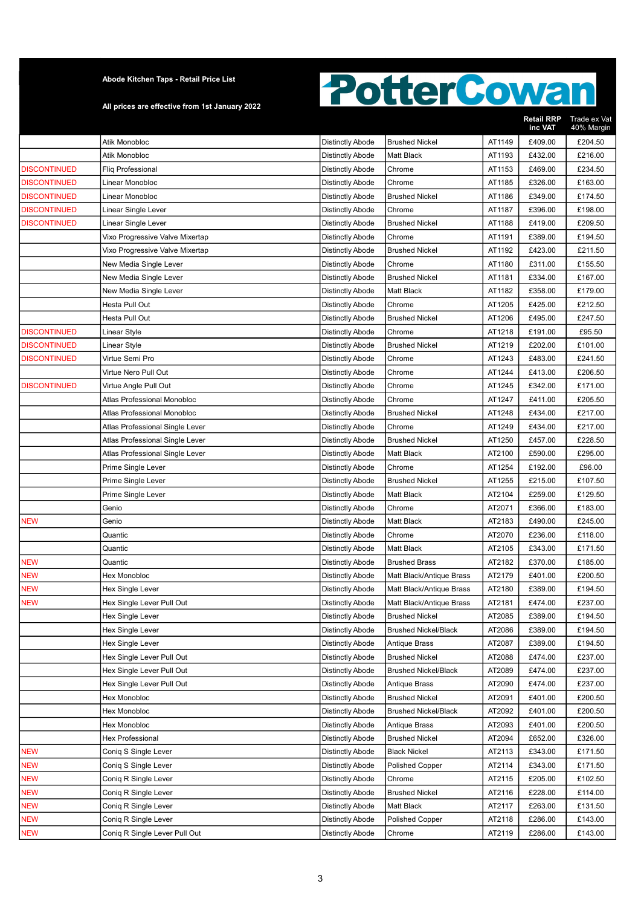**Abode Kitchen Taps - Retail Price List**

**All prices are effective from 1st January 2022**

PotterCowan

| | | | | | Retail RRP inc VAT | Trade ex Vat 40% Margin |
|---|---|---|---|---|---|---|
| | Atik Monobloc | Distinctly Abode | Brushed Nickel | AT1149 | £409.00 | £204.50 |
| | Atik Monobloc | Distinctly Abode | Matt Black | AT1193 | £432.00 | £216.00 |
| DISCONTINUED | Fliq Professional | Distinctly Abode | Chrome | AT1153 | £469.00 | £234.50 |
| DISCONTINUED | Linear Monobloc | Distinctly Abode | Chrome | AT1185 | £326.00 | £163.00 |
| DISCONTINUED | Linear Monobloc | Distinctly Abode | Brushed Nickel | AT1186 | £349.00 | £174.50 |
| DISCONTINUED | Linear Single Lever | Distinctly Abode | Chrome | AT1187 | £396.00 | £198.00 |
| DISCONTINUED | Linear Single Lever | Distinctly Abode | Brushed Nickel | AT1188 | £419.00 | £209.50 |
| | Vixo Progressive Valve Mixertap | Distinctly Abode | Chrome | AT1191 | £389.00 | £194.50 |
| | Vixo Progressive Valve Mixertap | Distinctly Abode | Brushed Nickel | AT1192 | £423.00 | £211.50 |
| | New Media Single Lever | Distinctly Abode | Chrome | AT1180 | £311.00 | £155.50 |
| | New Media Single Lever | Distinctly Abode | Brushed Nickel | AT1181 | £334.00 | £167.00 |
| | New Media Single Lever | Distinctly Abode | Matt Black | AT1182 | £358.00 | £179.00 |
| | Hesta Pull Out | Distinctly Abode | Chrome | AT1205 | £425.00 | £212.50 |
| | Hesta Pull Out | Distinctly Abode | Brushed Nickel | AT1206 | £495.00 | £247.50 |
| DISCONTINUED | Linear Style | Distinctly Abode | Chrome | AT1218 | £191.00 | £95.50 |
| DISCONTINUED | Linear Style | Distinctly Abode | Brushed Nickel | AT1219 | £202.00 | £101.00 |
| DISCONTINUED | Virtue Semi Pro | Distinctly Abode | Chrome | AT1243 | £483.00 | £241.50 |
| | Virtue Nero Pull Out | Distinctly Abode | Chrome | AT1244 | £413.00 | £206.50 |
| DISCONTINUED | Virtue Angle Pull Out | Distinctly Abode | Chrome | AT1245 | £342.00 | £171.00 |
| | Atlas Professional Monobloc | Distinctly Abode | Chrome | AT1247 | £411.00 | £205.50 |
| | Atlas Professional Monobloc | Distinctly Abode | Brushed Nickel | AT1248 | £434.00 | £217.00 |
| | Atlas Professional Single Lever | Distinctly Abode | Chrome | AT1249 | £434.00 | £217.00 |
| | Atlas Professional Single Lever | Distinctly Abode | Brushed Nickel | AT1250 | £457.00 | £228.50 |
| | Atlas Professional Single Lever | Distinctly Abode | Matt Black | AT2100 | £590.00 | £295.00 |
| | Prime Single Lever | Distinctly Abode | Chrome | AT1254 | £192.00 | £96.00 |
| | Prime Single Lever | Distinctly Abode | Brushed Nickel | AT1255 | £215.00 | £107.50 |
| | Prime Single Lever | Distinctly Abode | Matt Black | AT2104 | £259.00 | £129.50 |
| | Genio | Distinctly Abode | Chrome | AT2071 | £366.00 | £183.00 |
| NEW | Genio | Distinctly Abode | Matt Black | AT2183 | £490.00 | £245.00 |
| | Quantic | Distinctly Abode | Chrome | AT2070 | £236.00 | £118.00 |
| | Quantic | Distinctly Abode | Matt Black | AT2105 | £343.00 | £171.50 |
| NEW | Quantic | Distinctly Abode | Brushed Brass | AT2182 | £370.00 | £185.00 |
| NEW | Hex Monobloc | Distinctly Abode | Matt Black/Antique Brass | AT2179 | £401.00 | £200.50 |
| NEW | Hex Single Lever | Distinctly Abode | Matt Black/Antique Brass | AT2180 | £389.00 | £194.50 |
| NEW | Hex Single Lever Pull Out | Distinctly Abode | Matt Black/Antique Brass | AT2181 | £474.00 | £237.00 |
| | Hex Single Lever | Distinctly Abode | Brushed Nickel | AT2085 | £389.00 | £194.50 |
| | Hex Single Lever | Distinctly Abode | Brushed Nickel/Black | AT2086 | £389.00 | £194.50 |
| | Hex Single Lever | Distinctly Abode | Antique Brass | AT2087 | £389.00 | £194.50 |
| | Hex Single Lever Pull Out | Distinctly Abode | Brushed Nickel | AT2088 | £474.00 | £237.00 |
| | Hex Single Lever Pull Out | Distinctly Abode | Brushed Nickel/Black | AT2089 | £474.00 | £237.00 |
| | Hex Single Lever Pull Out | Distinctly Abode | Antique Brass | AT2090 | £474.00 | £237.00 |
| | Hex Monobloc | Distinctly Abode | Brushed Nickel | AT2091 | £401.00 | £200.50 |
| | Hex Monobloc | Distinctly Abode | Brushed Nickel/Black | AT2092 | £401.00 | £200.50 |
| | Hex Monobloc | Distinctly Abode | Antique Brass | AT2093 | £401.00 | £200.50 |
| | Hex Professional | Distinctly Abode | Brushed Nickel | AT2094 | £652.00 | £326.00 |
| NEW | Coniq S Single Lever | Distinctly Abode | Black Nickel | AT2113 | £343.00 | £171.50 |
| NEW | Coniq S Single Lever | Distinctly Abode | Polished Copper | AT2114 | £343.00 | £171.50 |
| NEW | Coniq R Single Lever | Distinctly Abode | Chrome | AT2115 | £205.00 | £102.50 |
| NEW | Coniq R Single Lever | Distinctly Abode | Brushed Nickel | AT2116 | £228.00 | £114.00 |
| NEW | Coniq R Single Lever | Distinctly Abode | Matt Black | AT2117 | £263.00 | £131.50 |
| NEW | Coniq R Single Lever | Distinctly Abode | Polished Copper | AT2118 | £286.00 | £143.00 |
| NEW | Coniq R Single Lever Pull Out | Distinctly Abode | Chrome | AT2119 | £286.00 | £143.00 |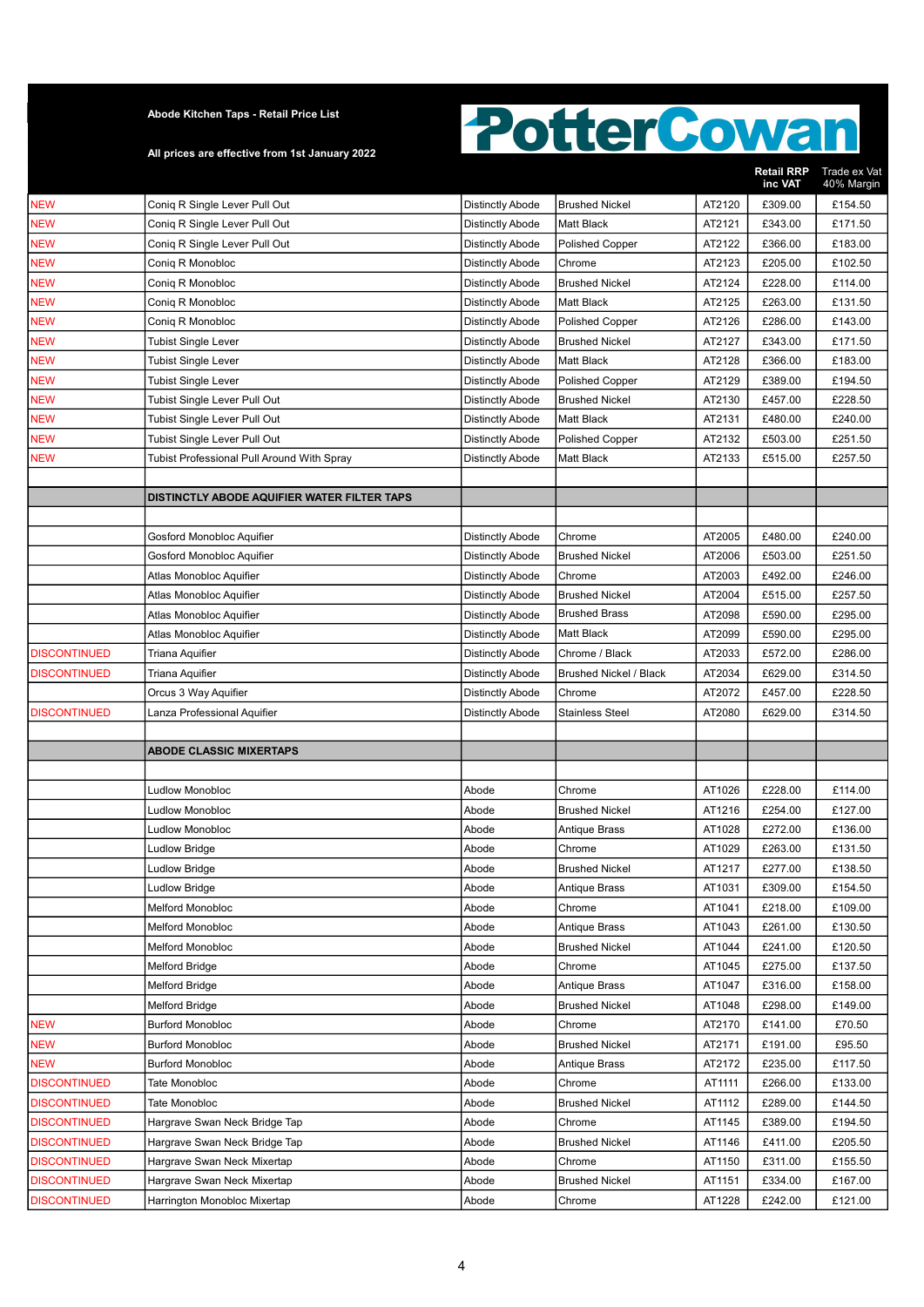**Abode Kitchen Taps - Retail Price List**

**All prices are effective from 1st January 2022**

PotterCowan

| | | | | | Retail RRP inc VAT | Trade ex Vat 40% Margin |
|---|---|---|---|---|---|---|
| NEW | Coniq R Single Lever Pull Out | Distinctly Abode | Brushed Nickel | AT2120 | £309.00 | £154.50 |
| NEW | Coniq R Single Lever Pull Out | Distinctly Abode | Matt Black | AT2121 | £343.00 | £171.50 |
| NEW | Coniq R Single Lever Pull Out | Distinctly Abode | Polished Copper | AT2122 | £366.00 | £183.00 |
| NEW | Coniq R Monobloc | Distinctly Abode | Chrome | AT2123 | £205.00 | £102.50 |
| NEW | Coniq R Monobloc | Distinctly Abode | Brushed Nickel | AT2124 | £228.00 | £114.00 |
| NEW | Coniq R Monobloc | Distinctly Abode | Matt Black | AT2125 | £263.00 | £131.50 |
| NEW | Coniq R Monobloc | Distinctly Abode | Polished Copper | AT2126 | £286.00 | £143.00 |
| NEW | Tubist Single Lever | Distinctly Abode | Brushed Nickel | AT2127 | £343.00 | £171.50 |
| NEW | Tubist Single Lever | Distinctly Abode | Matt Black | AT2128 | £366.00 | £183.00 |
| NEW | Tubist Single Lever | Distinctly Abode | Polished Copper | AT2129 | £389.00 | £194.50 |
| NEW | Tubist Single Lever Pull Out | Distinctly Abode | Brushed Nickel | AT2130 | £457.00 | £228.50 |
| NEW | Tubist Single Lever Pull Out | Distinctly Abode | Matt Black | AT2131 | £480.00 | £240.00 |
| NEW | Tubist Single Lever Pull Out | Distinctly Abode | Polished Copper | AT2132 | £503.00 | £251.50 |
| NEW | Tubist Professional Pull Around With Spray | Distinctly Abode | Matt Black | AT2133 | £515.00 | £257.50 |
| | | | | | | |
| | **DISTINCTLY ABODE AQUIFIER WATER FILTER TAPS** | | | | | |
| | | | | | | |
| | Gosford Monobloc Aquifier | Distinctly Abode | Chrome | AT2005 | £480.00 | £240.00 |
| | Gosford Monobloc Aquifier | Distinctly Abode | Brushed Nickel | AT2006 | £503.00 | £251.50 |
| | Atlas Monobloc Aquifier | Distinctly Abode | Chrome | AT2003 | £492.00 | £246.00 |
| | Atlas Monobloc Aquifier | Distinctly Abode | Brushed Nickel | AT2004 | £515.00 | £257.50 |
| | Atlas Monobloc Aquifier | Distinctly Abode | Brushed Brass | AT2098 | £590.00 | £295.00 |
| | Atlas Monobloc Aquifier | Distinctly Abode | Matt Black | AT2099 | £590.00 | £295.00 |
| DISCONTINUED | Triana Aquifier | Distinctly Abode | Chrome / Black | AT2033 | £572.00 | £286.00 |
| DISCONTINUED | Triana Aquifier | Distinctly Abode | Brushed Nickel / Black | AT2034 | £629.00 | £314.50 |
| | Orcus 3 Way Aquifier | Distinctly Abode | Chrome | AT2072 | £457.00 | £228.50 |
| DISCONTINUED | Lanza Professional Aquifier | Distinctly Abode | Stainless Steel | AT2080 | £629.00 | £314.50 |
| | | | | | | |
| | **ABODE CLASSIC MIXERTAPS** | | | | | |
| | | | | | | |
| | Ludlow Monobloc | Abode | Chrome | AT1026 | £228.00 | £114.00 |
| | Ludlow Monobloc | Abode | Brushed Nickel | AT1216 | £254.00 | £127.00 |
| | Ludlow Monobloc | Abode | Antique Brass | AT1028 | £272.00 | £136.00 |
| | Ludlow Bridge | Abode | Chrome | AT1029 | £263.00 | £131.50 |
| | Ludlow Bridge | Abode | Brushed Nickel | AT1217 | £277.00 | £138.50 |
| | Ludlow Bridge | Abode | Antique Brass | AT1031 | £309.00 | £154.50 |
| | Melford Monobloc | Abode | Chrome | AT1041 | £218.00 | £109.00 |
| | Melford Monobloc | Abode | Antique Brass | AT1043 | £261.00 | £130.50 |
| | Melford Monobloc | Abode | Brushed Nickel | AT1044 | £241.00 | £120.50 |
| | Melford Bridge | Abode | Chrome | AT1045 | £275.00 | £137.50 |
| | Melford Bridge | Abode | Antique Brass | AT1047 | £316.00 | £158.00 |
| | Melford Bridge | Abode | Brushed Nickel | AT1048 | £298.00 | £149.00 |
| NEW | Burford Monobloc | Abode | Chrome | AT2170 | £141.00 | £70.50 |
| NEW | Burford Monobloc | Abode | Brushed Nickel | AT2171 | £191.00 | £95.50 |
| NEW | Burford Monobloc | Abode | Antique Brass | AT2172 | £235.00 | £117.50 |
| DISCONTINUED | Tate Monobloc | Abode | Chrome | AT1111 | £266.00 | £133.00 |
| DISCONTINUED | Tate Monobloc | Abode | Brushed Nickel | AT1112 | £289.00 | £144.50 |
| DISCONTINUED | Hargrave Swan Neck Bridge Tap | Abode | Chrome | AT1145 | £389.00 | £194.50 |
| DISCONTINUED | Hargrave Swan Neck Bridge Tap | Abode | Brushed Nickel | AT1146 | £411.00 | £205.50 |
| DISCONTINUED | Hargrave Swan Neck Mixertap | Abode | Chrome | AT1150 | £311.00 | £155.50 |
| DISCONTINUED | Hargrave Swan Neck Mixertap | Abode | Brushed Nickel | AT1151 | £334.00 | £167.00 |
| DISCONTINUED | Harrington Monobloc Mixertap | Abode | Chrome | AT1228 | £242.00 | £121.00 |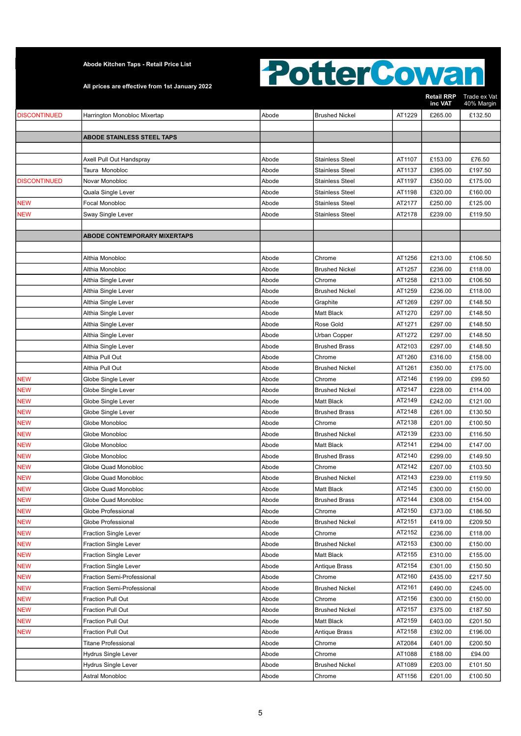**Abode Kitchen Taps - Retail Price List**

**All prices are effective from 1st January 2022**

PotterCowan

| | | | | | **Retail RRP inc VAT** | Trade ex Vat 40% Margin |
|---|---|---|---|---|---|---|
| DISCONTINUED | Harrington Monobloc Mixertap | Abode | Brushed Nickel | AT1229 | £265.00 | £132.50 |
| | | | | | | |
| | **ABODE STAINLESS STEEL TAPS** | | | | | |
| | | | | | | |
| | Axell Pull Out Handspray | Abode | Stainless Steel | AT1107 | £153.00 | £76.50 |
| | Taura Monobloc | Abode | Stainless Steel | AT1137 | £395.00 | £197.50 |
| DISCONTINUED | Novar Monobloc | Abode | Stainless Steel | AT1197 | £350.00 | £175.00 |
| | Quala Single Lever | Abode | Stainless Steel | AT1198 | £320.00 | £160.00 |
| NEW | Focal Monobloc | Abode | Stainless Steel | AT2177 | £250.00 | £125.00 |
| NEW | Sway Single Lever | Abode | Stainless Steel | AT2178 | £239.00 | £119.50 |
| | | | | | | |
| | **ABODE CONTEMPORARY MIXERTAPS** | | | | | |
| | | | | | | |
| | Althia Monobloc | Abode | Chrome | AT1256 | £213.00 | £106.50 |
| | Althia Monobloc | Abode | Brushed Nickel | AT1257 | £236.00 | £118.00 |
| | Althia Single Lever | Abode | Chrome | AT1258 | £213.00 | £106.50 |
| | Althia Single Lever | Abode | Brushed Nickel | AT1259 | £236.00 | £118.00 |
| | Althia Single Lever | Abode | Graphite | AT1269 | £297.00 | £148.50 |
| | Althia Single Lever | Abode | Matt Black | AT1270 | £297.00 | £148.50 |
| | Althia Single Lever | Abode | Rose Gold | AT1271 | £297.00 | £148.50 |
| | Althia Single Lever | Abode | Urban Copper | AT1272 | £297.00 | £148.50 |
| | Althia Single Lever | Abode | Brushed Brass | AT2103 | £297.00 | £148.50 |
| | Althia Pull Out | Abode | Chrome | AT1260 | £316.00 | £158.00 |
| | Althia Pull Out | Abode | Brushed Nickel | AT1261 | £350.00 | £175.00 |
| NEW | Globe Single Lever | Abode | Chrome | AT2146 | £199.00 | £99.50 |
| NEW | Globe Single Lever | Abode | Brushed Nickel | AT2147 | £228.00 | £114.00 |
| NEW | Globe Single Lever | Abode | Matt Black | AT2149 | £242.00 | £121.00 |
| NEW | Globe Single Lever | Abode | Brushed Brass | AT2148 | £261.00 | £130.50 |
| NEW | Globe Monobloc | Abode | Chrome | AT2138 | £201.00 | £100.50 |
| NEW | Globe Monobloc | Abode | Brushed Nickel | AT2139 | £233.00 | £116.50 |
| NEW | Globe Monobloc | Abode | Matt Black | AT2141 | £294.00 | £147.00 |
| NEW | Globe Monobloc | Abode | Brushed Brass | AT2140 | £299.00 | £149.50 |
| NEW | Globe Quad Monobloc | Abode | Chrome | AT2142 | £207.00 | £103.50 |
| NEW | Globe Quad Monobloc | Abode | Brushed Nickel | AT2143 | £239.00 | £119.50 |
| NEW | Globe Quad Monobloc | Abode | Matt Black | AT2145 | £300.00 | £150.00 |
| NEW | Globe Quad Monobloc | Abode | Brushed Brass | AT2144 | £308.00 | £154.00 |
| NEW | Globe Professional | Abode | Chrome | AT2150 | £373.00 | £186.50 |
| NEW | Globe Professional | Abode | Brushed Nickel | AT2151 | £419.00 | £209.50 |
| NEW | Fraction Single Lever | Abode | Chrome | AT2152 | £236.00 | £118.00 |
| NEW | Fraction Single Lever | Abode | Brushed Nickel | AT2153 | £300.00 | £150.00 |
| NEW | Fraction Single Lever | Abode | Matt Black | AT2155 | £310.00 | £155.00 |
| NEW | Fraction Single Lever | Abode | Antique Brass | AT2154 | £301.00 | £150.50 |
| NEW | Fraction Semi-Professional | Abode | Chrome | AT2160 | £435.00 | £217.50 |
| NEW | Fraction Semi-Professional | Abode | Brushed Nickel | AT2161 | £490.00 | £245.00 |
| NEW | Fraction Pull Out | Abode | Chrome | AT2156 | £300.00 | £150.00 |
| NEW | Fraction Pull Out | Abode | Brushed Nickel | AT2157 | £375.00 | £187.50 |
| NEW | Fraction Pull Out | Abode | Matt Black | AT2159 | £403.00 | £201.50 |
| NEW | Fraction Pull Out | Abode | Antique Brass | AT2158 | £392.00 | £196.00 |
| | Titane Professional | Abode | Chrome | AT2084 | £401.00 | £200.50 |
| | Hydrus Single Lever | Abode | Chrome | AT1088 | £188.00 | £94.00 |
| | Hydrus Single Lever | Abode | Brushed Nickel | AT1089 | £203.00 | £101.50 |
| | Astral Monobloc | Abode | Chrome | AT1156 | £201.00 | £100.50 |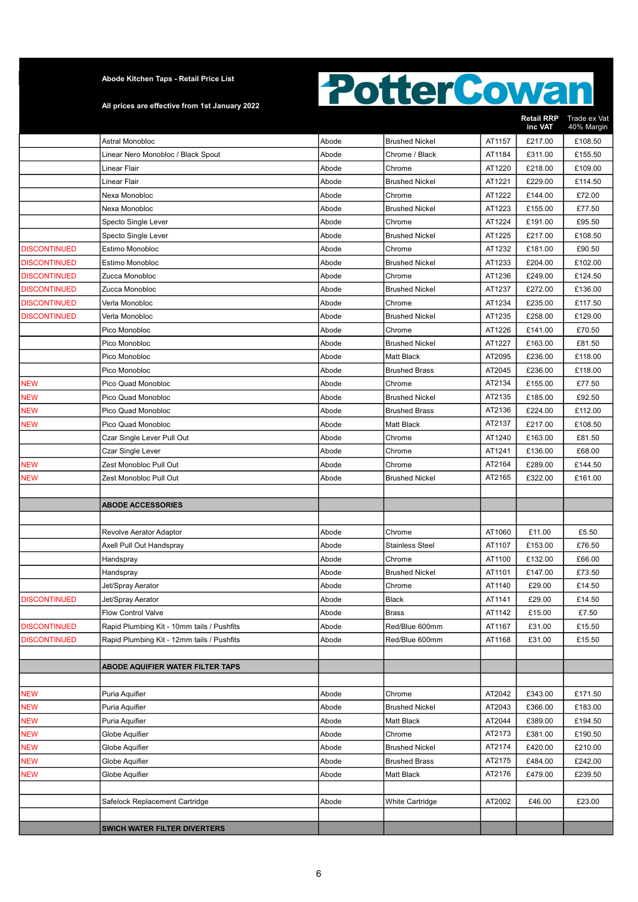**Abode Kitchen Taps - Retail Price List**

**All prices are effective from 1st January 2022**

PotterCowan

| | | | | | Retail RRP inc VAT | Trade ex Vat 40% Margin |
|---|---|---|---|---|---|---|
| | Astral Monobloc | Abode | Brushed Nickel | AT1157 | £217.00 | £108.50 |
| | Linear Nero Monobloc / Black Spout | Abode | Chrome / Black | AT1184 | £311.00 | £155.50 |
| | Linear Flair | Abode | Chrome | AT1220 | £218.00 | £109.00 |
| | Linear Flair | Abode | Brushed Nickel | AT1221 | £229.00 | £114.50 |
| | Nexa Monobloc | Abode | Chrome | AT1222 | £144.00 | £72.00 |
| | Nexa Monobloc | Abode | Brushed Nickel | AT1223 | £155.00 | £77.50 |
| | Specto Single Lever | Abode | Chrome | AT1224 | £191.00 | £95.50 |
| | Specto Single Lever | Abode | Brushed Nickel | AT1225 | £217.00 | £108.50 |
| DISCONTINUED | Estimo Monobloc | Abode | Chrome | AT1232 | £181.00 | £90.50 |
| DISCONTINUED | Estimo Monobloc | Abode | Brushed Nickel | AT1233 | £204.00 | £102.00 |
| DISCONTINUED | Zucca Monobloc | Abode | Chrome | AT1236 | £249.00 | £124.50 |
| DISCONTINUED | Zucca Monobloc | Abode | Brushed Nickel | AT1237 | £272.00 | £136.00 |
| DISCONTINUED | Verla Monobloc | Abode | Chrome | AT1234 | £235.00 | £117.50 |
| DISCONTINUED | Verla Monobloc | Abode | Brushed Nickel | AT1235 | £258.00 | £129.00 |
| | Pico Monobloc | Abode | Chrome | AT1226 | £141.00 | £70.50 |
| | Pico Monobloc | Abode | Brushed Nickel | AT1227 | £163.00 | £81.50 |
| | Pico Monobloc | Abode | Matt Black | AT2095 | £236.00 | £118.00 |
| | Pico Monobloc | Abode | Brushed Brass | AT2045 | £236.00 | £118.00 |
| NEW | Pico Quad Monobloc | Abode | Chrome | AT2134 | £155.00 | £77.50 |
| NEW | Pico Quad Monobloc | Abode | Brushed Nickel | AT2135 | £185.00 | £92.50 |
| NEW | Pico Quad Monobloc | Abode | Brushed Brass | AT2136 | £224.00 | £112.00 |
| NEW | Pico Quad Monobloc | Abode | Matt Black | AT2137 | £217.00 | £108.50 |
| | Czar Single Lever Pull Out | Abode | Chrome | AT1240 | £163.00 | £81.50 |
| | Czar Single Lever | Abode | Chrome | AT1241 | £136.00 | £68.00 |
| NEW | Zest Monobloc Pull Out | Abode | Chrome | AT2164 | £289.00 | £144.50 |
| NEW | Zest Monobloc Pull Out | Abode | Brushed Nickel | AT2165 | £322.00 | £161.00 |
| | | | | | | |
| | **ABODE ACCESSORIES** | | | | | |
| | | | | | | |
| | Revolve Aerator Adaptor | Abode | Chrome | AT1060 | £11.00 | £5.50 |
| | Axell Pull Out Handspray | Abode | Stainless Steel | AT1107 | £153.00 | £76.50 |
| | Handspray | Abode | Chrome | AT1100 | £132.00 | £66.00 |
| | Handspray | Abode | Brushed Nickel | AT1101 | £147.00 | £73.50 |
| | Jet/Spray Aerator | Abode | Chrome | AT1140 | £29.00 | £14.50 |
| DISCONTINUED | Jet/Spray Aerator | Abode | Black | AT1141 | £29.00 | £14.50 |
| | Flow Control Valve | Abode | Brass | AT1142 | £15.00 | £7.50 |
| DISCONTINUED | Rapid Plumbing Kit - 10mm tails / Pushfits | Abode | Red/Blue 600mm | AT1167 | £31.00 | £15.50 |
| DISCONTINUED | Rapid Plumbing Kit - 12mm tails / Pushfits | Abode | Red/Blue 600mm | AT1168 | £31.00 | £15.50 |
| | | | | | | |
| | **ABODE AQUIFIER WATER FILTER TAPS** | | | | | |
| | | | | | | |
| NEW | Puria Aquifier | Abode | Chrome | AT2042 | £343.00 | £171.50 |
| NEW | Puria Aquifier | Abode | Brushed Nickel | AT2043 | £366.00 | £183.00 |
| NEW | Puria Aquifier | Abode | Matt Black | AT2044 | £389.00 | £194.50 |
| NEW | Globe Aquifier | Abode | Chrome | AT2173 | £381.00 | £190.50 |
| NEW | Globe Aquifier | Abode | Brushed Nickel | AT2174 | £420.00 | £210.00 |
| NEW | Globe Aquifier | Abode | Brushed Brass | AT2175 | £484.00 | £242.00 |
| NEW | Globe Aquifier | Abode | Matt Black | AT2176 | £479.00 | £239.50 |
| | | | | | | |
| | Safelock Replacement Cartridge | Abode | White Cartridge | AT2002 | £46.00 | £23.00 |
| | | | | | | |
| | **SWICH WATER FILTER DIVERTERS** | | | | | |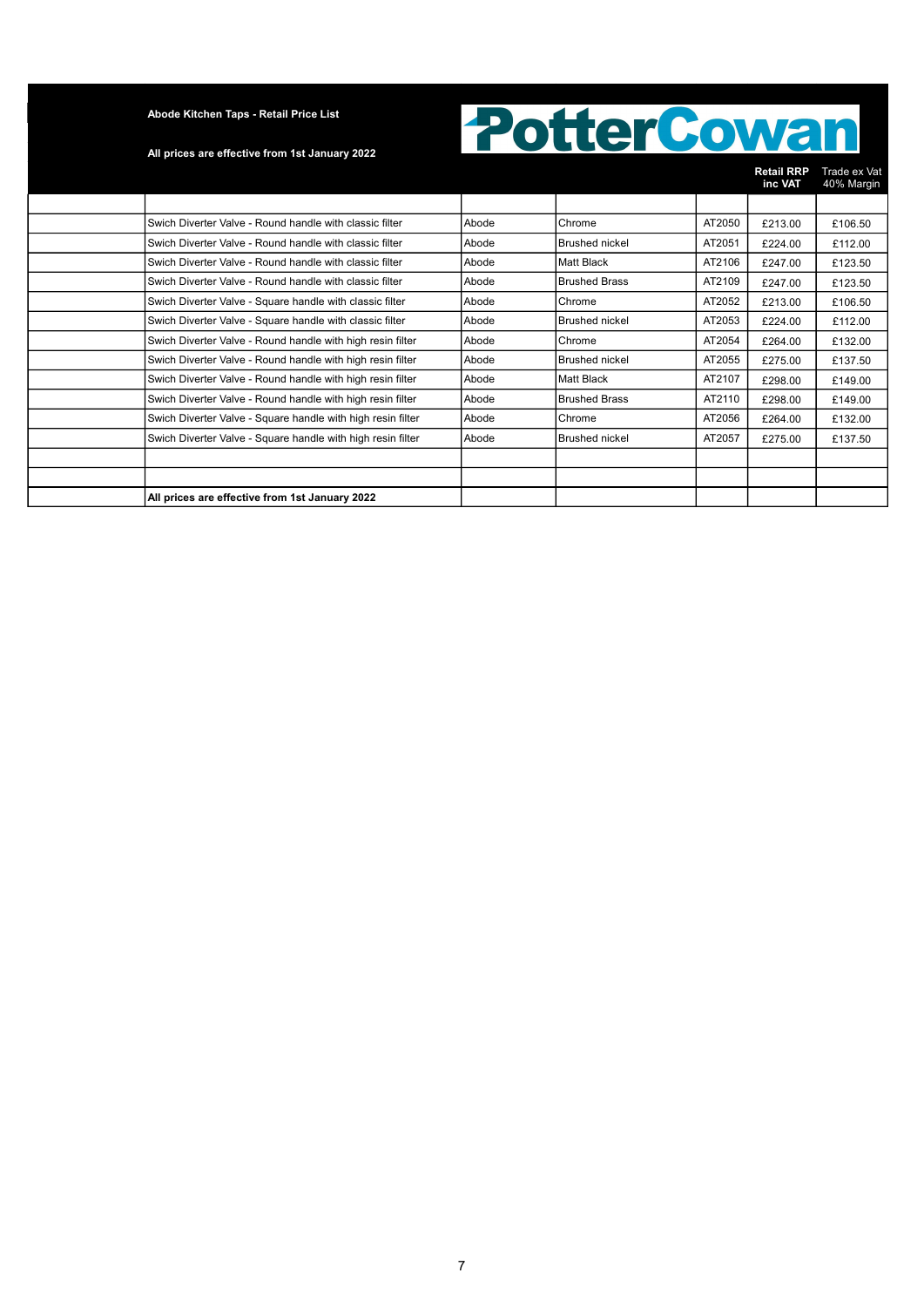**Abode Kitchen Taps - Retail Price List**

**All prices are effective from 1st January 2022**

PotterCowan

| | | | | | **Retail RRP inc VAT** | Trade ex Vat 40% Margin |
|---|---|---|---|---|---|---|
| | | | | | | |
| | Swich Diverter Valve - Round handle with classic filter | Abode | Chrome | AT2050 | £213.00 | £106.50 |
| | Swich Diverter Valve - Round handle with classic filter | Abode | Brushed nickel | AT2051 | £224.00 | £112.00 |
| | Swich Diverter Valve - Round handle with classic filter | Abode | Matt Black | AT2106 | £247.00 | £123.50 |
| | Swich Diverter Valve - Round handle with classic filter | Abode | Brushed Brass | AT2109 | £247.00 | £123.50 |
| | Swich Diverter Valve - Square handle with classic filter | Abode | Chrome | AT2052 | £213.00 | £106.50 |
| | Swich Diverter Valve - Square handle with classic filter | Abode | Brushed nickel | AT2053 | £224.00 | £112.00 |
| | Swich Diverter Valve - Round handle with high resin filter | Abode | Chrome | AT2054 | £264.00 | £132.00 |
| | Swich Diverter Valve - Round handle with high resin filter | Abode | Brushed nickel | AT2055 | £275.00 | £137.50 |
| | Swich Diverter Valve - Round handle with high resin filter | Abode | Matt Black | AT2107 | £298.00 | £149.00 |
| | Swich Diverter Valve - Round handle with high resin filter | Abode | Brushed Brass | AT2110 | £298.00 | £149.00 |
| | Swich Diverter Valve - Square handle with high resin filter | Abode | Chrome | AT2056 | £264.00 | £132.00 |
| | Swich Diverter Valve - Square handle with high resin filter | Abode | Brushed nickel | AT2057 | £275.00 | £137.50 |
| | | | | | | |
| | | | | | | |
| | **All prices are effective from 1st January 2022** | | | | | |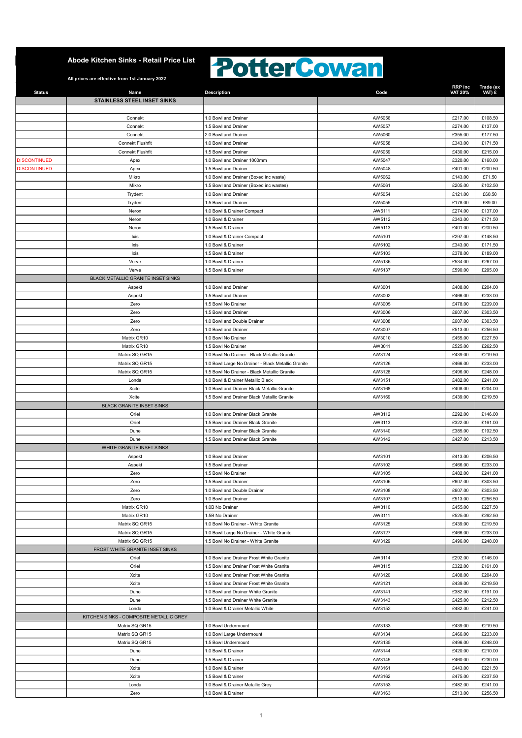# Abode Kitchen Sinks - Retail Price List

PotterCowan

All prices are effective from 1st January 2022

| Status | Name | Description | Code | RRP inc VAT 20% | Trade (ex VAT) £ |
|---|---|---|---|---|---|
| | **STAINLESS STEEL INSET SINKS** | | | | |
| | | | | | |
| | Connekt | 1.0 Bowl and Drainer | AW5056 | £217.00 | £108.50 |
| | Connekt | 1.5 Bowl and Drainer | AW5057 | £274.00 | £137.00 |
| | Connekt | 2.0 Bowl and Drainer | AW5060 | £355.00 | £177.50 |
| | Connekt Flushfit | 1.0 Bowl and Drainer | AW5058 | £343.00 | £171.50 |
| | Connekt Flushfit | 1.5 Bowl and Drainer | AW5059 | £430.00 | £215.00 |
| DISCONTINUED | Apex | 1.0 Bowl and Drainer 1000mm | AW5047 | £320.00 | £160.00 |
| DISCONTINUED | Apex | 1.5 Bowl and Drainer | AW5048 | £401.00 | £200.50 |
| | Mikro | 1.0 Bowl and Drainer (Boxed inc waste) | AW5062 | £143.00 | £71.50 |
| | Mikro | 1.5 Bowl and Drainer (Boxed inc wastes) | AW5061 | £205.00 | £102.50 |
| | Trydent | 1.0 Bowl and Drainer | AW5054 | £121.00 | £60.50 |
| | Trydent | 1.5 Bowl and Drainer | AW5055 | £178.00 | £89.00 |
| | Neron | 1.0 Bowl & Drainer Compact | AW5111 | £274.00 | £137.00 |
| | Neron | 1.0 Bowl & Drainer | AW5112 | £343.00 | £171.50 |
| | Neron | 1.5 Bowl & Drainer | AW5113 | £401.00 | £200.50 |
| | Ixis | 1.0 Bowl & Drainer Compact | AW5101 | £297.00 | £148.50 |
| | Ixis | 1.0 Bowl & Drainer | AW5102 | £343.00 | £171.50 |
| | Ixis | 1.5 Bowl & Drainer | AW5103 | £378.00 | £189.00 |
| | Verve | 1.0 Bowl & Drainer | AW5136 | £534.00 | £267.00 |
| | Verve | 1.5 Bowl & Drainer | AW5137 | £590.00 | £295.00 |
| | BLACK METALLIC GRANITE INSET SINKS | | | | |
| | Aspekt | 1.0 Bowl and Drainer | AW3001 | £408.00 | £204.00 |
| | Aspekt | 1.5 Bowl and Drainer | AW3002 | £466.00 | £233.00 |
| | Zero | 1.5 Bowl No Drainer | AW3005 | £478.00 | £239.00 |
| | Zero | 1.5 Bowl and Drainer | AW3006 | £607.00 | £303.50 |
| | Zero | 1.0 Bowl and Double Drainer | AW3008 | £607.00 | £303.50 |
| | Zero | 1.0 Bowl and Drainer | AW3007 | £513.00 | £256.50 |
| | Matrix GR10 | 1.0 Bowl No Drainer | AW3010 | £455.00 | £227.50 |
| | Matrix GR10 | 1.5 Bowl No Drainer | AW3011 | £525.00 | £262.50 |
| | Matrix SQ GR15 | 1.0 Bowl No Drainer - Black Metallic Granite | AW3124 | £439.00 | £219.50 |
| | Matrix SQ GR15 | 1.0 Bowl Large No Drainer - Black Metallic Granite | AW3126 | £466.00 | £233.00 |
| | Matrix SQ GR15 | 1.5 Bowl No Drainer - Black Metallic Granite | AW3128 | £496.00 | £248.00 |
| | Londa | 1.0 Bowl & Drainer Metallic Black | AW3151 | £482.00 | £241.00 |
| | Xcite | 1.0 Bowl and Drainer Black Metallic Granite | AW3168 | £408.00 | £204.00 |
| | Xcite | 1.5 Bowl and Drainer Black Metallic Granite | AW3169 | £439.00 | £219.50 |
| | BLACK GRANITE INSET SINKS | | | | |
| | Oriel | 1.0 Bowl and Drainer Black Granite | AW3112 | £292.00 | £146.00 |
| | Oriel | 1.5 Bowl and Drainer Black Granite | AW3113 | £322.00 | £161.00 |
| | Dune | 1.0 Bowl and Drainer Black Granite | AW3140 | £385.00 | £192.50 |
| | Dune | 1.5 Bowl and Drainer Black Granite | AW3142 | £427.00 | £213.50 |
| | WHITE GRANITE INSET SINKS | | | | |
| | Aspekt | 1.0 Bowl and Drainer | AW3101 | £413.00 | £206.50 |
| | Aspekt | 1.5 Bowl and Drainer | AW3102 | £466.00 | £233.00 |
| | Zero | 1.5 Bowl No Drainer | AW3105 | £482.00 | £241.00 |
| | Zero | 1.5 Bowl and Drainer | AW3106 | £607.00 | £303.50 |
| | Zero | 1.0 Bowl and Double Drainer | AW3108 | £607.00 | £303.50 |
| | Zero | 1.0 Bowl and Drainer | AW3107 | £513.00 | £256.50 |
| | Matrix GR10 | 1.0B No Drainer | AW3110 | £455.00 | £227.50 |
| | Matrix GR10 | 1.5B No Drainer | AW3111 | £525.00 | £262.50 |
| | Matrix SQ GR15 | 1.0 Bowl No Drainer - White Granite | AW3125 | £439.00 | £219.50 |
| | Matrix SQ GR15 | 1.0 Bowl Large No Drainer - White Granite | AW3127 | £466.00 | £233.00 |
| | Matrix SQ GR15 | 1.5 Bowl No Drainer - White Granite | AW3129 | £496.00 | £248.00 |
| | FROST WHITE GRANITE INSET SINKS | | | | |
| | Oriel | 1.0 Bowl and Drainer Frost White Granite | AW3114 | £292.00 | £146.00 |
| | Oriel | 1.5 Bowl and Drainer Frost White Granite | AW3115 | £322.00 | £161.00 |
| | Xcite | 1.0 Bowl and Drainer Frost White Granite | AW3120 | £408.00 | £204.00 |
| | Xcite | 1.5 Bowl and Drainer Frost White Granite | AW3121 | £439.00 | £219.50 |
| | Dune | 1.0 Bowl and Drainer White Granite | AW3141 | £382.00 | £191.00 |
| | Dune | 1.5 Bowl and Drainer White Granite | AW3143 | £425.00 | £212.50 |
| | Londa | 1.0 Bowl & Drainer Metallic White | AW3152 | £482.00 | £241.00 |
| | KITCHEN SINKS - COMPOSITE METALLIC GREY | | | | |
| | Matrix SQ GR15 | 1.0 Bowl Undermount | AW3133 | £439.00 | £219.50 |
| | Matrix SQ GR15 | 1.0 Bowl Large Undermount | AW3134 | £466.00 | £233.00 |
| | Matrix SQ GR15 | 1.5 Bowl Undermount | AW3135 | £496.00 | £248.00 |
| | Dune | 1.0 Bowl & Drainer | AW3144 | £420.00 | £210.00 |
| | Dune | 1.5 Bowl & Drainer | AW3145 | £460.00 | £230.00 |
| | Xcite | 1.0 Bowl & Drainer | AW3161 | £443.00 | £221.50 |
| | Xcite | 1.5 Bowl & Drainer | AW3162 | £475.00 | £237.50 |
| | Londa | 1.0 Bowl & Drainer Metallic Grey | AW3153 | £482.00 | £241.00 |
| | Zero | 1.0 Bowl & Drainer | AW3163 | £513.00 | £256.50 |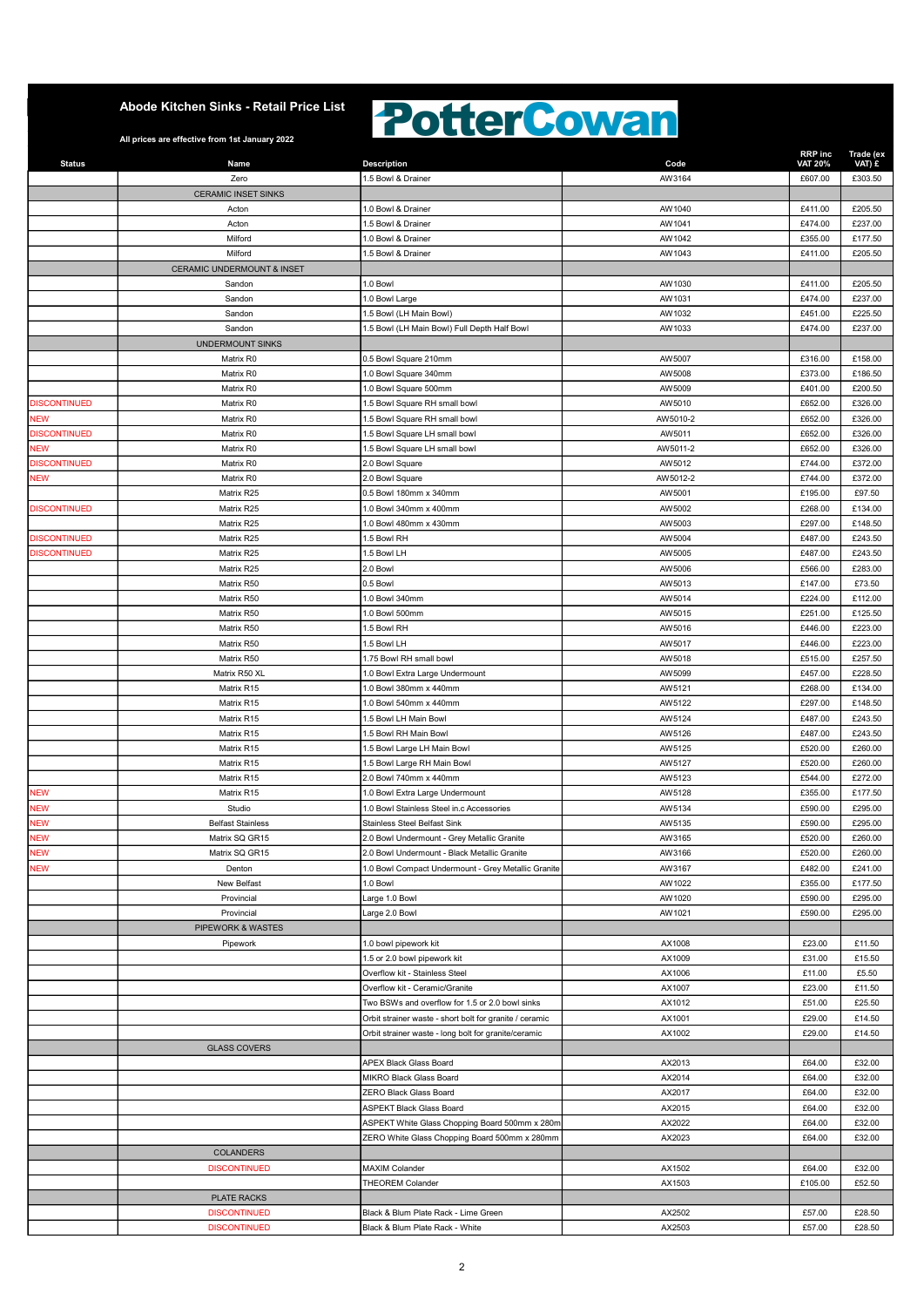# Abode Kitchen Sinks - Retail Price List

PotterCowan

All prices are effective from 1st January 2022

| Status | Name | Description | Code | RRP inc VAT 20% | Trade (ex VAT) £ |
|---|---|---|---|---|---|
| | Zero | 1.5 Bowl & Drainer | AW3164 | £607.00 | £303.50 |
| | CERAMIC INSET SINKS | | | | |
| | Acton | 1.0 Bowl & Drainer | AW1040 | £411.00 | £205.50 |
| | Acton | 1.5 Bowl & Drainer | AW1041 | £474.00 | £237.00 |
| | Milford | 1.0 Bowl & Drainer | AW1042 | £355.00 | £177.50 |
| | Milford | 1.5 Bowl & Drainer | AW1043 | £411.00 | £205.50 |
| | CERAMIC UNDERMOUNT & INSET | | | | |
| | Sandon | 1.0 Bowl | AW1030 | £411.00 | £205.50 |
| | Sandon | 1.0 Bowl Large | AW1031 | £474.00 | £237.00 |
| | Sandon | 1.5 Bowl (LH Main Bowl) | AW1032 | £451.00 | £225.50 |
| | Sandon | 1.5 Bowl (LH Main Bowl) Full Depth Half Bowl | AW1033 | £474.00 | £237.00 |
| | UNDERMOUNT SINKS | | | | |
| | Matrix R0 | 0.5 Bowl Square 210mm | AW5007 | £316.00 | £158.00 |
| | Matrix R0 | 1.0 Bowl Square 340mm | AW5008 | £373.00 | £186.50 |
| | Matrix R0 | 1.0 Bowl Square 500mm | AW5009 | £401.00 | £200.50 |
| DISCONTINUED | Matrix R0 | 1.5 Bowl Square RH small bowl | AW5010 | £652.00 | £326.00 |
| NEW | Matrix R0 | 1.5 Bowl Square RH small bowl | AW5010-2 | £652.00 | £326.00 |
| DISCONTINUED | Matrix R0 | 1.5 Bowl Square LH small bowl | AW5011 | £652.00 | £326.00 |
| NEW | Matrix R0 | 1.5 Bowl Square LH small bowl | AW5011-2 | £652.00 | £326.00 |
| DISCONTINUED | Matrix R0 | 2.0 Bowl Square | AW5012 | £744.00 | £372.00 |
| NEW | Matrix R0 | 2.0 Bowl Square | AW5012-2 | £744.00 | £372.00 |
| | Matrix R25 | 0.5 Bowl 180mm x 340mm | AW5001 | £195.00 | £97.50 |
| DISCONTINUED | Matrix R25 | 1.0 Bowl 340mm x 400mm | AW5002 | £268.00 | £134.00 |
| | Matrix R25 | 1.0 Bowl 480mm x 430mm | AW5003 | £297.00 | £148.50 |
| DISCONTINUED | Matrix R25 | 1.5 Bowl RH | AW5004 | £487.00 | £243.50 |
| DISCONTINUED | Matrix R25 | 1.5 Bowl LH | AW5005 | £487.00 | £243.50 |
| | Matrix R25 | 2.0 Bowl | AW5006 | £566.00 | £283.00 |
| | Matrix R50 | 0.5 Bowl | AW5013 | £147.00 | £73.50 |
| | Matrix R50 | 1.0 Bowl 340mm | AW5014 | £224.00 | £112.00 |
| | Matrix R50 | 1.0 Bowl 500mm | AW5015 | £251.00 | £125.50 |
| | Matrix R50 | 1.5 Bowl RH | AW5016 | £446.00 | £223.00 |
| | Matrix R50 | 1.5 Bowl LH | AW5017 | £446.00 | £223.00 |
| | Matrix R50 | 1.75 Bowl RH small bowl | AW5018 | £515.00 | £257.50 |
| | Matrix R50 XL | 1.0 Bowl Extra Large Undermount | AW5099 | £457.00 | £228.50 |
| | Matrix R15 | 1.0 Bowl 380mm x 440mm | AW5121 | £268.00 | £134.00 |
| | Matrix R15 | 1.0 Bowl 540mm x 440mm | AW5122 | £297.00 | £148.50 |
| | Matrix R15 | 1.5 Bowl LH Main Bowl | AW5124 | £487.00 | £243.50 |
| | Matrix R15 | 1.5 Bowl RH Main Bowl | AW5126 | £487.00 | £243.50 |
| | Matrix R15 | 1.5 Bowl Large LH Main Bowl | AW5125 | £520.00 | £260.00 |
| | Matrix R15 | 1.5 Bowl Large RH Main Bowl | AW5127 | £520.00 | £260.00 |
| | Matrix R15 | 2.0 Bowl 740mm x 440mm | AW5123 | £544.00 | £272.00 |
| NEW | Matrix R15 | 1.0 Bowl Extra Large Undermount | AW5128 | £355.00 | £177.50 |
| NEW | Studio | 1.0 Bowl Stainless Steel in.c Accessories | AW5134 | £590.00 | £295.00 |
| NEW | Belfast Stainless | Stainless Steel Belfast Sink | AW5135 | £590.00 | £295.00 |
| NEW | Matrix SQ GR15 | 2.0 Bowl Undermount - Grey Metallic Granite | AW3165 | £520.00 | £260.00 |
| NEW | Matrix SQ GR15 | 2.0 Bowl Undermount - Black Metallic Granite | AW3166 | £520.00 | £260.00 |
| NEW | Denton | 1.0 Bowl Compact Undermount - Grey Metallic Granite | AW3167 | £482.00 | £241.00 |
| | New Belfast | 1.0 Bowl | AW1022 | £355.00 | £177.50 |
| | Provincial | Large 1.0 Bowl | AW1020 | £590.00 | £295.00 |
| | Provincial | Large 2.0 Bowl | AW1021 | £590.00 | £295.00 |
| | PIPEWORK & WASTES | | | | |
| | Pipework | 1.0 bowl pipework kit | AX1008 | £23.00 | £11.50 |
| | | 1.5 or 2.0 bowl pipework kit | AX1009 | £31.00 | £15.50 |
| | | Overflow kit - Stainless Steel | AX1006 | £11.00 | £5.50 |
| | | Overflow kit - Ceramic/Granite | AX1007 | £23.00 | £11.50 |
| | | Two BSWs and overflow for 1.5 or 2.0 bowl sinks | AX1012 | £51.00 | £25.50 |
| | | Orbit strainer waste - short bolt for granite / ceramic | AX1001 | £29.00 | £14.50 |
| | | Orbit strainer waste - long bolt for granite/ceramic | AX1002 | £29.00 | £14.50 |
| | GLASS COVERS | | | | |
| | | APEX Black Glass Board | AX2013 | £64.00 | £32.00 |
| | | MIKRO Black Glass Board | AX2014 | £64.00 | £32.00 |
| | | ZERO Black Glass Board | AX2017 | £64.00 | £32.00 |
| | | ASPEKT Black Glass Board | AX2015 | £64.00 | £32.00 |
| | | ASPEKT White Glass Chopping Board 500mm x 280m | AX2022 | £64.00 | £32.00 |
| | | ZERO White Glass Chopping Board 500mm x 280mm | AX2023 | £64.00 | £32.00 |
| | COLANDERS | | | | |
| | DISCONTINUED | MAXIM Colander | AX1502 | £64.00 | £32.00 |
| | | THEOREM Colander | AX1503 | £105.00 | £52.50 |
| | PLATE RACKS | | | | |
| | DISCONTINUED | Black & Blum Plate Rack - Lime Green | AX2502 | £57.00 | £28.50 |
| | DISCONTINUED | Black & Blum Plate Rack - White | AX2503 | £57.00 | £28.50 |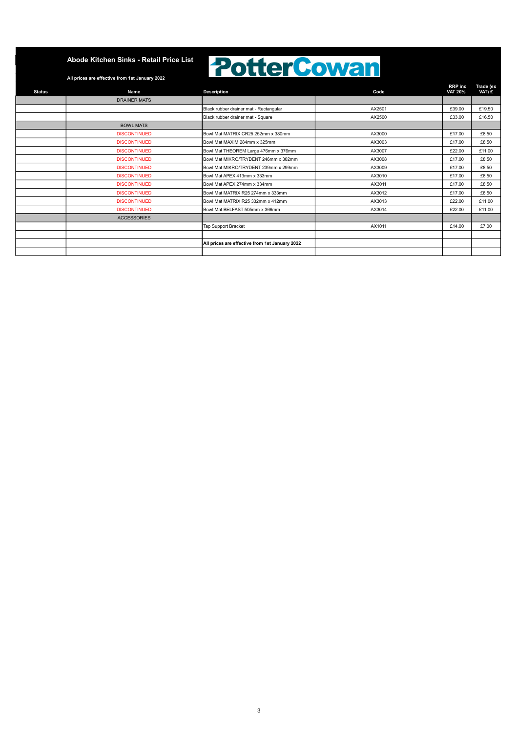## Abode Kitchen Sinks - Retail Price List

**PotterCowan**

**All prices are effective from 1st January 2022**

| Status | Name | Description | Code | RRP inc VAT 20% | Trade (ex VAT) £ |
|---|---|---|---|---|---|
| | DRAINER MATS | | | | |
| | | Black rubber drainer mat - Rectangular | AX2501 | £39.00 | £19.50 |
| | | Black rubber drainer mat - Square | AX2500 | £33.00 | £16.50 |
| | BOWL MATS | | | | |
| | DISCONTINUED | Bowl Mat MATRIX CR25 252mm x 380mm | AX3000 | £17.00 | £8.50 |
| | DISCONTINUED | Bowl Mat MAXIM 284mm x 325mm | AX3003 | £17.00 | £8.50 |
| | DISCONTINUED | Bowl Mat THEOREM Large 476mm x 376mm | AX3007 | £22.00 | £11.00 |
| | DISCONTINUED | Bowl Mat MIKRO/TRYDENT 246mm x 302mm | AX3008 | £17.00 | £8.50 |
| | DISCONTINUED | Bowl Mat MIKRO/TRYDENT 239mm x 299mm | AX3009 | £17.00 | £8.50 |
| | DISCONTINUED | Bowl Mat APEX 413mm x 333mm | AX3010 | £17.00 | £8.50 |
| | DISCONTINUED | Bowl Mat APEX 274mm x 334mm | AX3011 | £17.00 | £8.50 |
| | DISCONTINUED | Bowl Mat MATRIX R25 274mm x 333mm | AX3012 | £17.00 | £8.50 |
| | DISCONTINUED | Bowl Mat MATRIX R25 332mm x 412mm | AX3013 | £22.00 | £11.00 |
| | DISCONTINUED | Bowl Mat BELFAST 505mm x 366mm | AX3014 | £22.00 | £11.00 |
| | ACCESSORIES | | | | |
| | | Tap Support Bracket | AX1011 | £14.00 | £7.00 |
| | | | | | |
| | | **All prices are effective from 1st January 2022** | | | |
| | | | | | |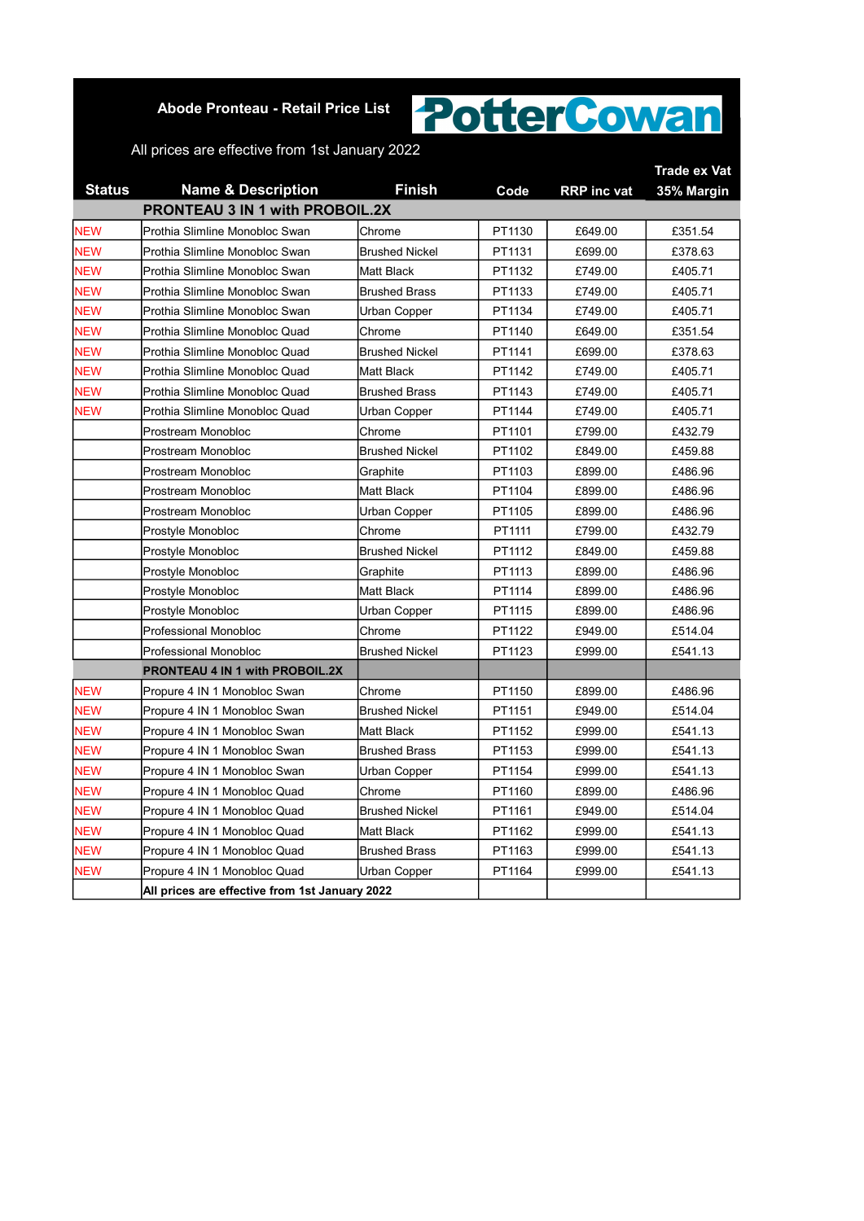Abode Pronteau - Retail Price List

PotterCowan

All prices are effective from 1st January 2022

| Status | Name & Description | Finish | Code | RRP inc vat | Trade ex Vat 35% Margin |
|---|---|---|---|---|---|
| | **PRONTEAU 3 IN 1 with PROBOIL.2X** | | | | |
| NEW | Prothia Slimline Monobloc Swan | Chrome | PT1130 | £649.00 | £351.54 |
| NEW | Prothia Slimline Monobloc Swan | Brushed Nickel | PT1131 | £699.00 | £378.63 |
| NEW | Prothia Slimline Monobloc Swan | Matt Black | PT1132 | £749.00 | £405.71 |
| NEW | Prothia Slimline Monobloc Swan | Brushed Brass | PT1133 | £749.00 | £405.71 |
| NEW | Prothia Slimline Monobloc Swan | Urban Copper | PT1134 | £749.00 | £405.71 |
| NEW | Prothia Slimline Monobloc Quad | Chrome | PT1140 | £649.00 | £351.54 |
| NEW | Prothia Slimline Monobloc Quad | Brushed Nickel | PT1141 | £699.00 | £378.63 |
| NEW | Prothia Slimline Monobloc Quad | Matt Black | PT1142 | £749.00 | £405.71 |
| NEW | Prothia Slimline Monobloc Quad | Brushed Brass | PT1143 | £749.00 | £405.71 |
| NEW | Prothia Slimline Monobloc Quad | Urban Copper | PT1144 | £749.00 | £405.71 |
| | Prostream Monobloc | Chrome | PT1101 | £799.00 | £432.79 |
| | Prostream Monobloc | Brushed Nickel | PT1102 | £849.00 | £459.88 |
| | Prostream Monobloc | Graphite | PT1103 | £899.00 | £486.96 |
| | Prostream Monobloc | Matt Black | PT1104 | £899.00 | £486.96 |
| | Prostream Monobloc | Urban Copper | PT1105 | £899.00 | £486.96 |
| | Prostyle Monobloc | Chrome | PT1111 | £799.00 | £432.79 |
| | Prostyle Monobloc | Brushed Nickel | PT1112 | £849.00 | £459.88 |
| | Prostyle Monobloc | Graphite | PT1113 | £899.00 | £486.96 |
| | Prostyle Monobloc | Matt Black | PT1114 | £899.00 | £486.96 |
| | Prostyle Monobloc | Urban Copper | PT1115 | £899.00 | £486.96 |
| | Professional Monobloc | Chrome | PT1122 | £949.00 | £514.04 |
| | Professional Monobloc | Brushed Nickel | PT1123 | £999.00 | £541.13 |
| | **PRONTEAU 4 IN 1 with PROBOIL.2X** | | | | |
| NEW | Propure 4 IN 1 Monobloc Swan | Chrome | PT1150 | £899.00 | £486.96 |
| NEW | Propure 4 IN 1 Monobloc Swan | Brushed Nickel | PT1151 | £949.00 | £514.04 |
| NEW | Propure 4 IN 1 Monobloc Swan | Matt Black | PT1152 | £999.00 | £541.13 |
| NEW | Propure 4 IN 1 Monobloc Swan | Brushed Brass | PT1153 | £999.00 | £541.13 |
| NEW | Propure 4 IN 1 Monobloc Swan | Urban Copper | PT1154 | £999.00 | £541.13 |
| NEW | Propure 4 IN 1 Monobloc Quad | Chrome | PT1160 | £899.00 | £486.96 |
| NEW | Propure 4 IN 1 Monobloc Quad | Brushed Nickel | PT1161 | £949.00 | £514.04 |
| NEW | Propure 4 IN 1 Monobloc Quad | Matt Black | PT1162 | £999.00 | £541.13 |
| NEW | Propure 4 IN 1 Monobloc Quad | Brushed Brass | PT1163 | £999.00 | £541.13 |
| NEW | Propure 4 IN 1 Monobloc Quad | Urban Copper | PT1164 | £999.00 | £541.13 |
| | **All prices are effective from 1st January 2022** | | | | |